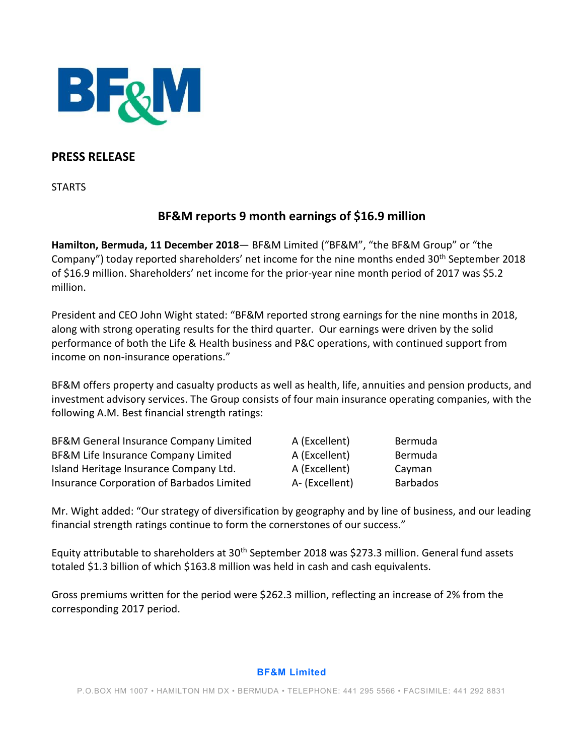## PRESS RELEASE

STARTS

### BF&M reports 9 month earnings of $16.9 million

**Hamilton, Bermuda, 11 December 2018**— BF&M Limited ("BF&M", "the BF&M Group" or "the Company") today reported shareholders' net income for the nine months ended 30th September 2018 of $16.9 million. Shareholders' net income for the prior-year nine month period of 2017 was $5.2 million.

President and CEO John Wight stated: "BF&M reported strong earnings for the nine months in 2018, along with strong operating results for the third quarter. Our earnings were driven by the solid performance of both the Life & Health business and P&C operations, with continued support from income on non-insurance operations."

BF&M offers property and casualty products as well as health, life, annuities and pension products, and investment advisory services. The Group consists of four main insurance operating companies, with the following A.M. Best financial strength ratings:

| | | |
|---|---|---|
| BF&M General Insurance Company Limited | A (Excellent) | Bermuda |
| BF&M Life Insurance Company Limited | A (Excellent) | Bermuda |
| Island Heritage Insurance Company Ltd. | A (Excellent) | Cayman |
| Insurance Corporation of Barbados Limited | A- (Excellent) | Barbados |

Mr. Wight added: "Our strategy of diversification by geography and by line of business, and our leading financial strength ratings continue to form the cornerstones of our success."

Equity attributable to shareholders at 30th September 2018 was $273.3 million. General fund assets totaled $1.3 billion of which $163.8 million was held in cash and cash equivalents.

Gross premiums written for the period were $262.3 million, reflecting an increase of 2% from the corresponding 2017 period.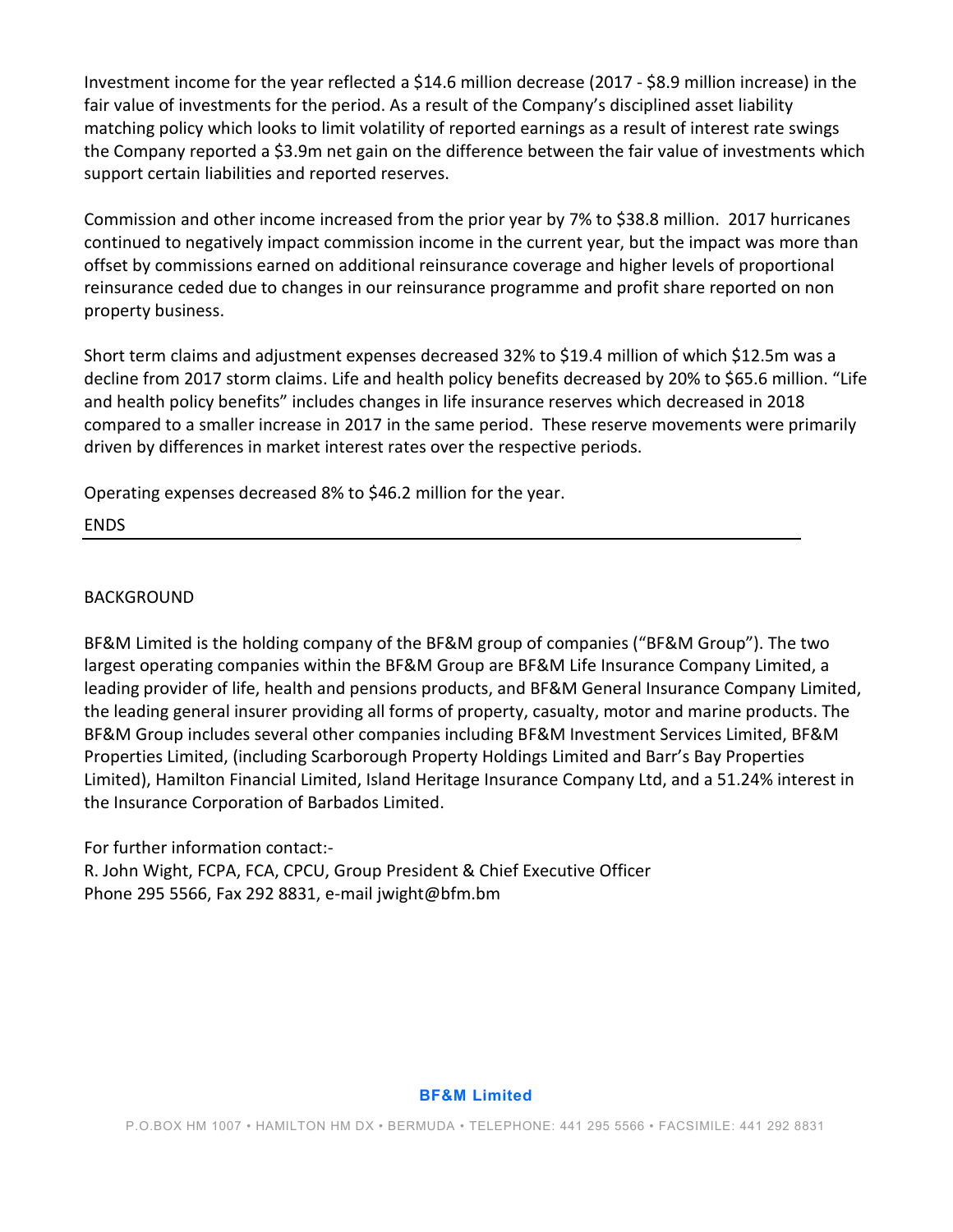Investment income for the year reflected a $14.6 million decrease (2017 - $8.9 million increase) in the fair value of investments for the period. As a result of the Company's disciplined asset liability matching policy which looks to limit volatility of reported earnings as a result of interest rate swings the Company reported a $3.9m net gain on the difference between the fair value of investments which support certain liabilities and reported reserves.

Commission and other income increased from the prior year by 7% to $38.8 million. 2017 hurricanes continued to negatively impact commission income in the current year, but the impact was more than offset by commissions earned on additional reinsurance coverage and higher levels of proportional reinsurance ceded due to changes in our reinsurance programme and profit share reported on non property business.

Short term claims and adjustment expenses decreased 32% to $19.4 million of which $12.5m was a decline from 2017 storm claims. Life and health policy benefits decreased by 20% to $65.6 million. "Life and health policy benefits" includes changes in life insurance reserves which decreased in 2018 compared to a smaller increase in 2017 in the same period. These reserve movements were primarily driven by differences in market interest rates over the respective periods.

Operating expenses decreased 8% to $46.2 million for the year.

ENDS

---

BACKGROUND

BF&M Limited is the holding company of the BF&M group of companies ("BF&M Group"). The two largest operating companies within the BF&M Group are BF&M Life Insurance Company Limited, a leading provider of life, health and pensions products, and BF&M General Insurance Company Limited, the leading general insurer providing all forms of property, casualty, motor and marine products. The BF&M Group includes several other companies including BF&M Investment Services Limited, BF&M Properties Limited, (including Scarborough Property Holdings Limited and Barr's Bay Properties Limited), Hamilton Financial Limited, Island Heritage Insurance Company Ltd, and a 51.24% interest in the Insurance Corporation of Barbados Limited.

For further information contact:-
R. John Wight, FCPA, FCA, CPCU, Group President & Chief Executive Officer
Phone 295 5566, Fax 292 8831, e-mail jwight@bfm.bm

**BF&M Limited**

P.O.BOX HM 1007 • HAMILTON HM DX • BERMUDA • TELEPHONE: 441 295 5566 • FACSIMILE: 441 292 8831